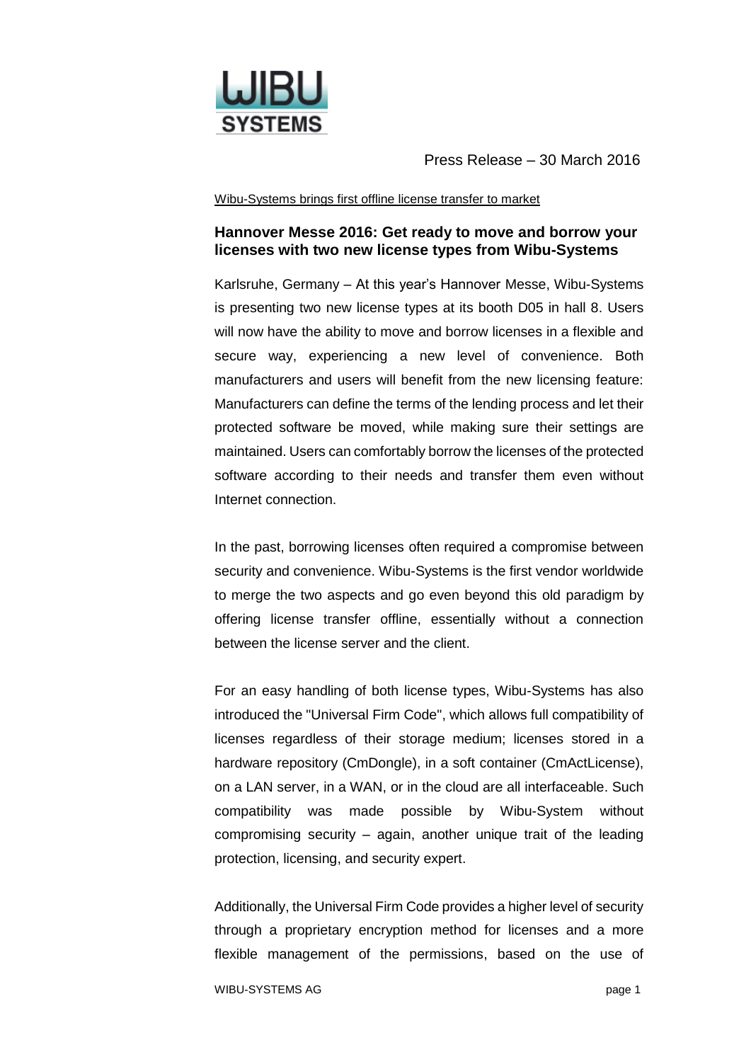Press Release – 30 March 2016

Wibu-Systems brings first offline license transfer to market

## Hannover Messe 2016: Get ready to move and borrow your licenses with two new license types from Wibu-Systems

Karlsruhe, Germany – At this year's Hannover Messe, Wibu-Systems is presenting two new license types at its booth D05 in hall 8. Users will now have the ability to move and borrow licenses in a flexible and secure way, experiencing a new level of convenience. Both manufacturers and users will benefit from the new licensing feature: Manufacturers can define the terms of the lending process and let their protected software be moved, while making sure their settings are maintained. Users can comfortably borrow the licenses of the protected software according to their needs and transfer them even without Internet connection.

In the past, borrowing licenses often required a compromise between security and convenience. Wibu-Systems is the first vendor worldwide to merge the two aspects and go even beyond this old paradigm by offering license transfer offline, essentially without a connection between the license server and the client.

For an easy handling of both license types, Wibu-Systems has also introduced the "Universal Firm Code", which allows full compatibility of licenses regardless of their storage medium; licenses stored in a hardware repository (CmDongle), in a soft container (CmActLicense), on a LAN server, in a WAN, or in the cloud are all interfaceable. Such compatibility was made possible by Wibu-System without compromising security – again, another unique trait of the leading protection, licensing, and security expert.

Additionally, the Universal Firm Code provides a higher level of security through a proprietary encryption method for licenses and a more flexible management of the permissions, based on the use of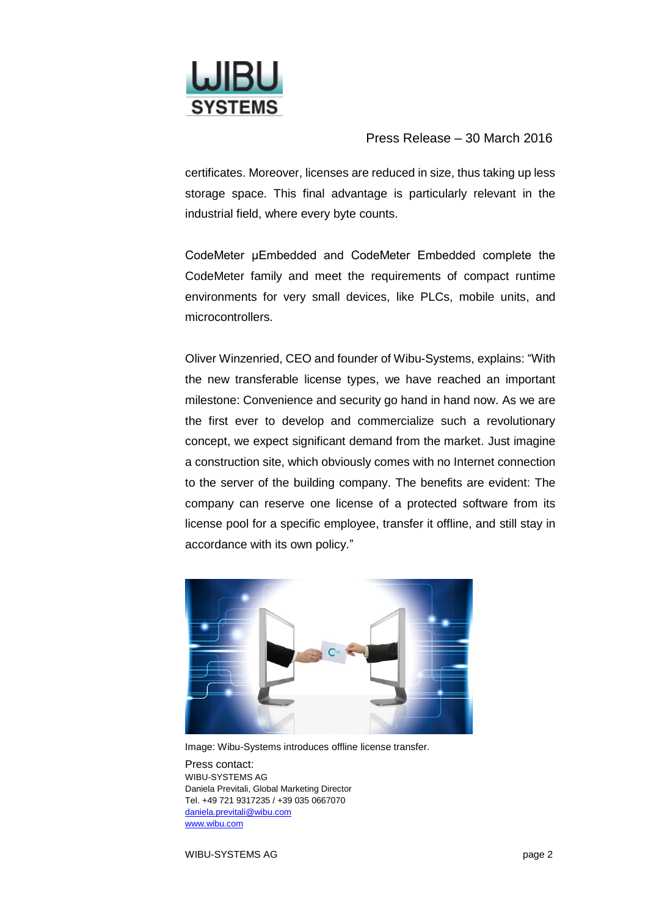certificates. Moreover, licenses are reduced in size, thus taking up less storage space. This final advantage is particularly relevant in the industrial field, where every byte counts.

CodeMeter µEmbedded and CodeMeter Embedded complete the CodeMeter family and meet the requirements of compact runtime environments for very small devices, like PLCs, mobile units, and microcontrollers.

Oliver Winzenried, CEO and founder of Wibu-Systems, explains: “With the new transferable license types, we have reached an important milestone: Convenience and security go hand in hand now. As we are the first ever to develop and commercialize such a revolutionary concept, we expect significant demand from the market. Just imagine a construction site, which obviously comes with no Internet connection to the server of the building company. The benefits are evident: The company can reserve one license of a protected software from its license pool for a specific employee, transfer it offline, and still stay in accordance with its own policy.”

Image: Wibu-Systems introduces offline license transfer.

Press contact:
WIBU-SYSTEMS AG
Daniela Previtali, Global Marketing Director
Tel. +49 721 9317235 / +39 035 0667070
daniela.previtali@wibu.com
www.wibu.com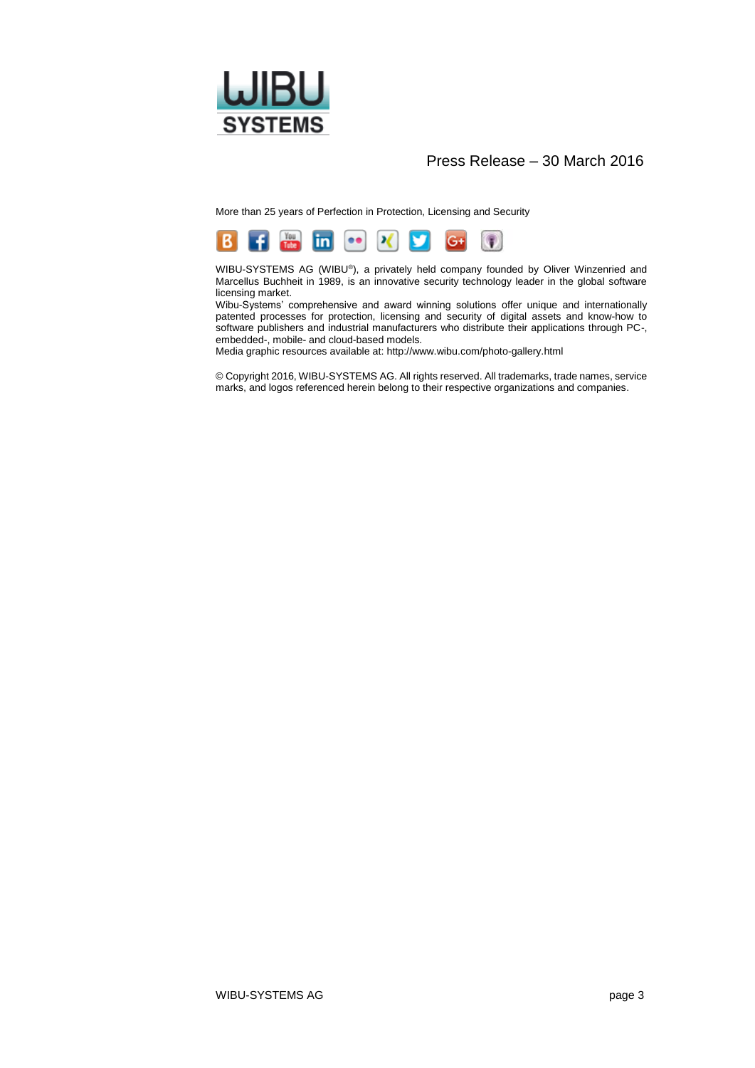Press Release – 30 March 2016

More than 25 years of Perfection in Protection, Licensing and Security

WIBU-SYSTEMS AG (WIBU®), a privately held company founded by Oliver Winzenried and Marcellus Buchheit in 1989, is an innovative security technology leader in the global software licensing market.
Wibu-Systems' comprehensive and award winning solutions offer unique and internationally patented processes for protection, licensing and security of digital assets and know-how to software publishers and industrial manufacturers who distribute their applications through PC-, embedded-, mobile- and cloud-based models.
Media graphic resources available at: http://www.wibu.com/photo-gallery.html

© Copyright 2016, WIBU-SYSTEMS AG. All rights reserved. All trademarks, trade names, service marks, and logos referenced herein belong to their respective organizations and companies.